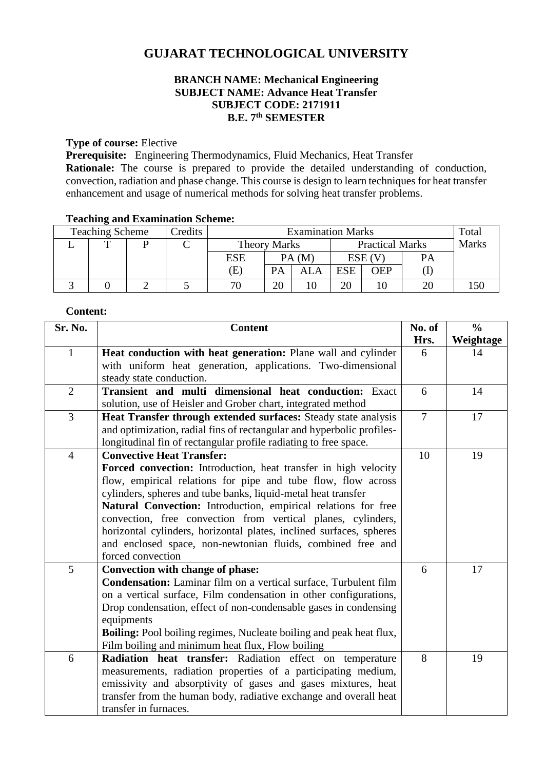# GUJARAT TECHNOLOGICAL UNIVERSITY

**BRANCH NAME: Mechanical Engineering**
**SUBJECT NAME: Advance Heat Transfer**
**SUBJECT CODE: 2171911**
**B.E. 7th SEMESTER**

**Type of course:** Elective

**Prerequisite:** Engineering Thermodynamics, Fluid Mechanics, Heat Transfer

**Rationale:** The course is prepared to provide the detailed understanding of conduction, convection, radiation and phase change. This course is design to learn techniques for heat transfer enhancement and usage of numerical methods for solving heat transfer problems.

**Teaching and Examination Scheme:**

| Teaching Scheme | | | Credits | Examination Marks | | | | | | Total Marks |
|---|---|---|---|---|---|---|---|---|---|---|
| L | T | P | C | Theory Marks | | | Practical Marks | | | |
| | | | | ESE (E) | PA (M) | | ESE (V) | | PA (I) | |
| | | | | | PA | ALA | ESE | OEP | | |
| 3 | 0 | 2 | 5 | 70 | 20 | 10 | 20 | 10 | 20 | 150 |

**Content:**

| Sr. No. | Content | No. of Hrs. | % Weightage |
|---|---|---|---|
| 1 | **Heat conduction with heat generation:** Plane wall and cylinder with uniform heat generation, applications. Two-dimensional steady state conduction. | 6 | 14 |
| 2 | **Transient and multi dimensional heat conduction:** Exact solution, use of Heisler and Grober chart, integrated method | 6 | 14 |
| 3 | **Heat Transfer through extended surfaces:** Steady state analysis and optimization, radial fins of rectangular and hyperbolic profiles-longitudinal fin of rectangular profile radiating to free space. | 7 | 17 |
| 4 | **Convective Heat Transfer:** **Forced convection:** Introduction, heat transfer in high velocity flow, empirical relations for pipe and tube flow, flow across cylinders, spheres and tube banks, liquid-metal heat transfer **Natural Convection:** Introduction, empirical relations for free convection, free convection from vertical planes, cylinders, horizontal cylinders, horizontal plates, inclined surfaces, spheres and enclosed space, non-newtonian fluids, combined free and forced convection | 10 | 19 |
| 5 | **Convection with change of phase:** **Condensation:** Laminar film on a vertical surface, Turbulent film on a vertical surface, Film condensation in other configurations, Drop condensation, effect of non-condensable gases in condensing equipments **Boiling:** Pool boiling regimes, Nucleate boiling and peak heat flux, Film boiling and minimum heat flux, Flow boiling | 6 | 17 |
| 6 | **Radiation heat transfer:** Radiation effect on temperature measurements, radiation properties of a participating medium, emissivity and absorptivity of gases and gases mixtures, heat transfer from the human body, radiative exchange and overall heat transfer in furnaces. | 8 | 19 |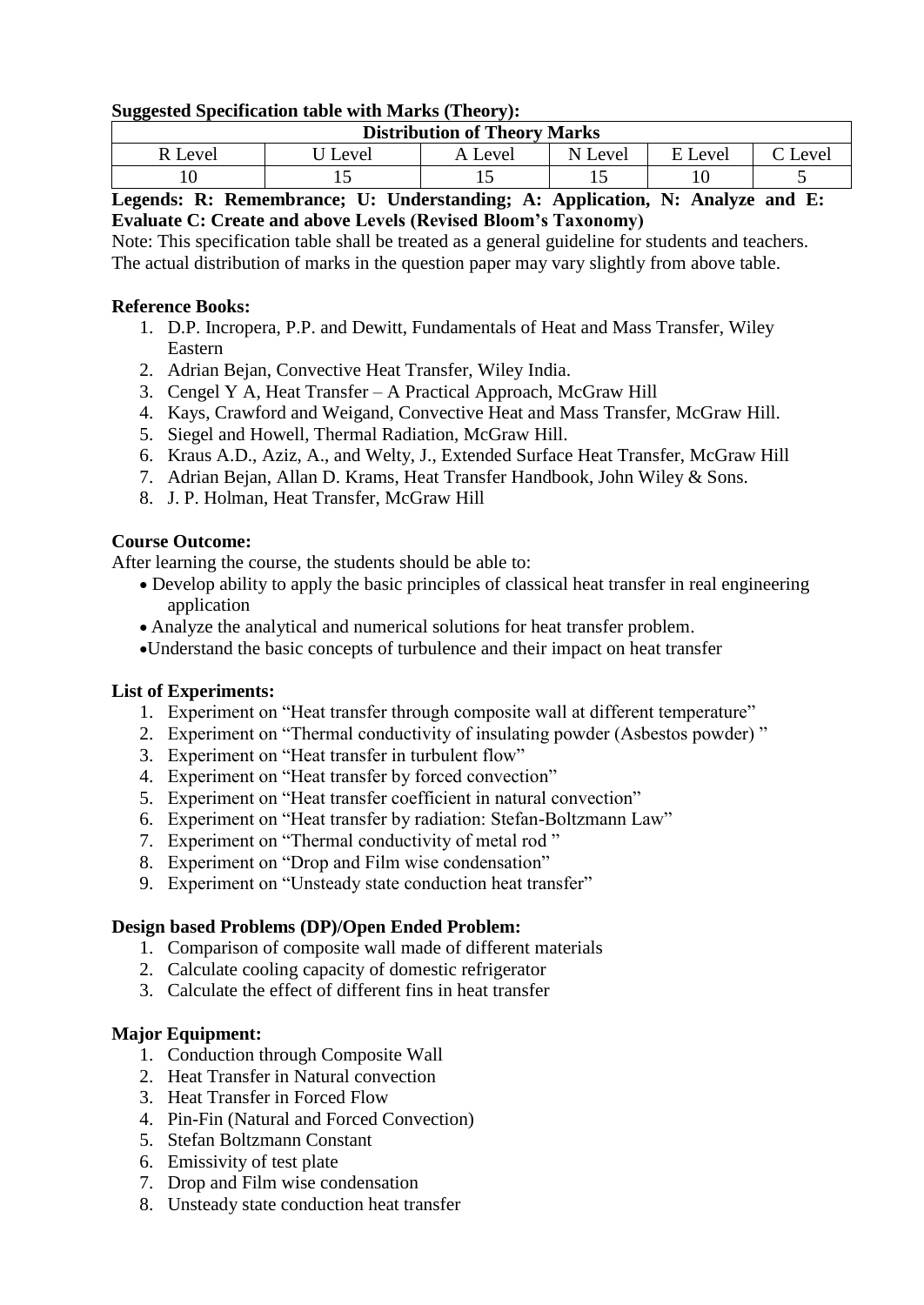**Suggested Specification table with Marks (Theory):**

| Distribution of Theory Marks | | | | | |
|---|---|---|---|---|---|
| R Level | U Level | A Level | N Level | E Level | C Level |
| 10 | 15 | 15 | 15 | 10 | 5 |

**Legends: R: Remembrance; U: Understanding; A: Application, N: Analyze and E: Evaluate C: Create and above Levels (Revised Bloom's Taxonomy)**

Note: This specification table shall be treated as a general guideline for students and teachers. The actual distribution of marks in the question paper may vary slightly from above table.

**Reference Books:**

1. D.P. Incropera, P.P. and Dewitt, Fundamentals of Heat and Mass Transfer, Wiley Eastern
2. Adrian Bejan, Convective Heat Transfer, Wiley India.
3. Cengel Y A, Heat Transfer – A Practical Approach, McGraw Hill
4. Kays, Crawford and Weigand, Convective Heat and Mass Transfer, McGraw Hill.
5. Siegel and Howell, Thermal Radiation, McGraw Hill.
6. Kraus A.D., Aziz, A., and Welty, J., Extended Surface Heat Transfer, McGraw Hill
7. Adrian Bejan, Allan D. Krams, Heat Transfer Handbook, John Wiley & Sons.
8. J. P. Holman, Heat Transfer, McGraw Hill

**Course Outcome:**

After learning the course, the students should be able to:

- Develop ability to apply the basic principles of classical heat transfer in real engineering application
- Analyze the analytical and numerical solutions for heat transfer problem.
- Understand the basic concepts of turbulence and their impact on heat transfer

**List of Experiments:**

1. Experiment on "Heat transfer through composite wall at different temperature"
2. Experiment on "Thermal conductivity of insulating powder (Asbestos powder) "
3. Experiment on "Heat transfer in turbulent flow"
4. Experiment on "Heat transfer by forced convection"
5. Experiment on "Heat transfer coefficient in natural convection"
6. Experiment on "Heat transfer by radiation: Stefan-Boltzmann Law"
7. Experiment on "Thermal conductivity of metal rod "
8. Experiment on "Drop and Film wise condensation"
9. Experiment on "Unsteady state conduction heat transfer"

**Design based Problems (DP)/Open Ended Problem:**

1. Comparison of composite wall made of different materials
2. Calculate cooling capacity of domestic refrigerator
3. Calculate the effect of different fins in heat transfer

**Major Equipment:**

1. Conduction through Composite Wall
2. Heat Transfer in Natural convection
3. Heat Transfer in Forced Flow
4. Pin-Fin (Natural and Forced Convection)
5. Stefan Boltzmann Constant
6. Emissivity of test plate
7. Drop and Film wise condensation
8. Unsteady state conduction heat transfer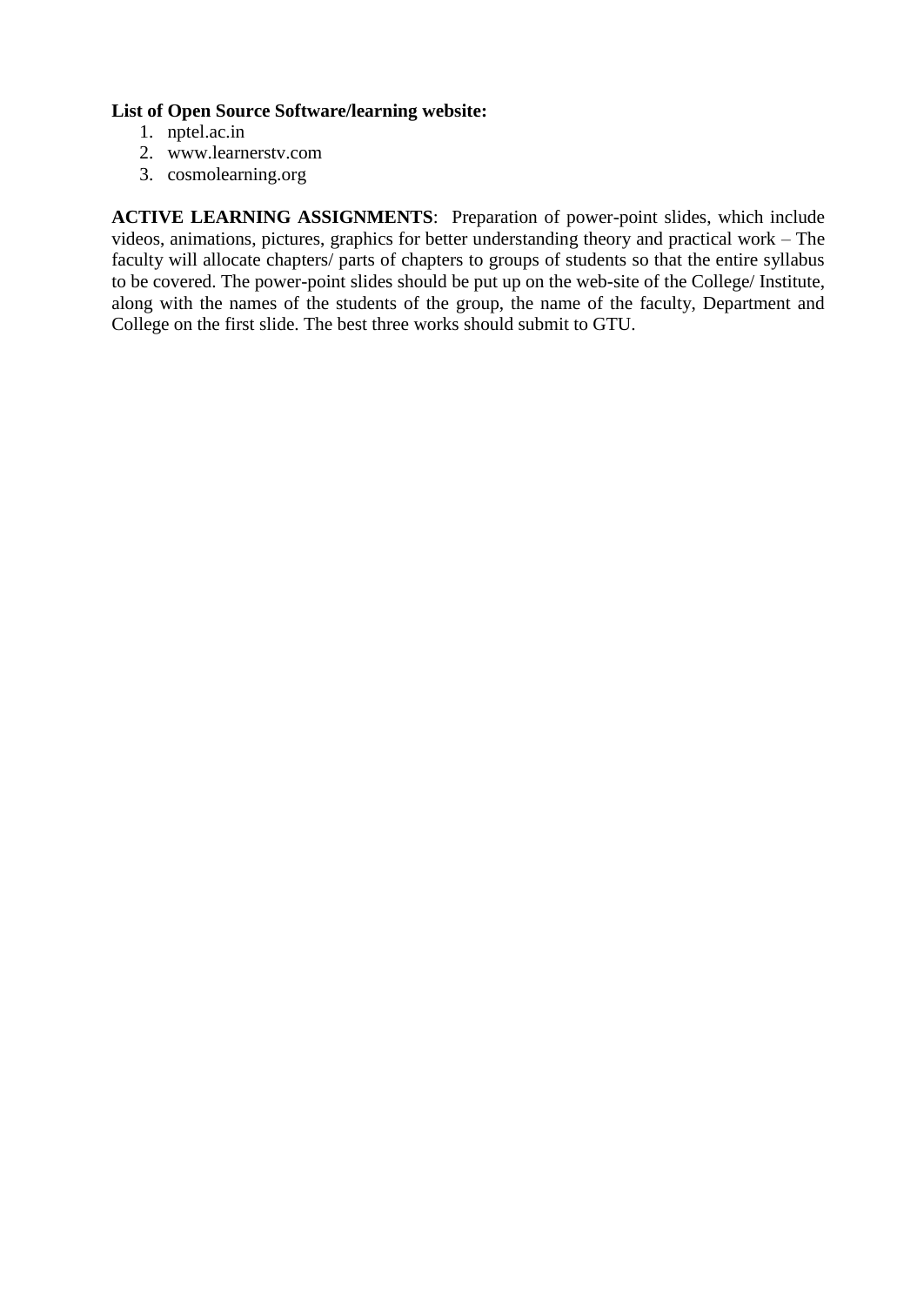**List of Open Source Software/learning website:**

1. nptel.ac.in
2. www.learnerstv.com
3. cosmolearning.org

**ACTIVE LEARNING ASSIGNMENTS**: Preparation of power-point slides, which include videos, animations, pictures, graphics for better understanding theory and practical work – The faculty will allocate chapters/ parts of chapters to groups of students so that the entire syllabus to be covered. The power-point slides should be put up on the web-site of the College/ Institute, along with the names of the students of the group, the name of the faculty, Department and College on the first slide. The best three works should submit to GTU.